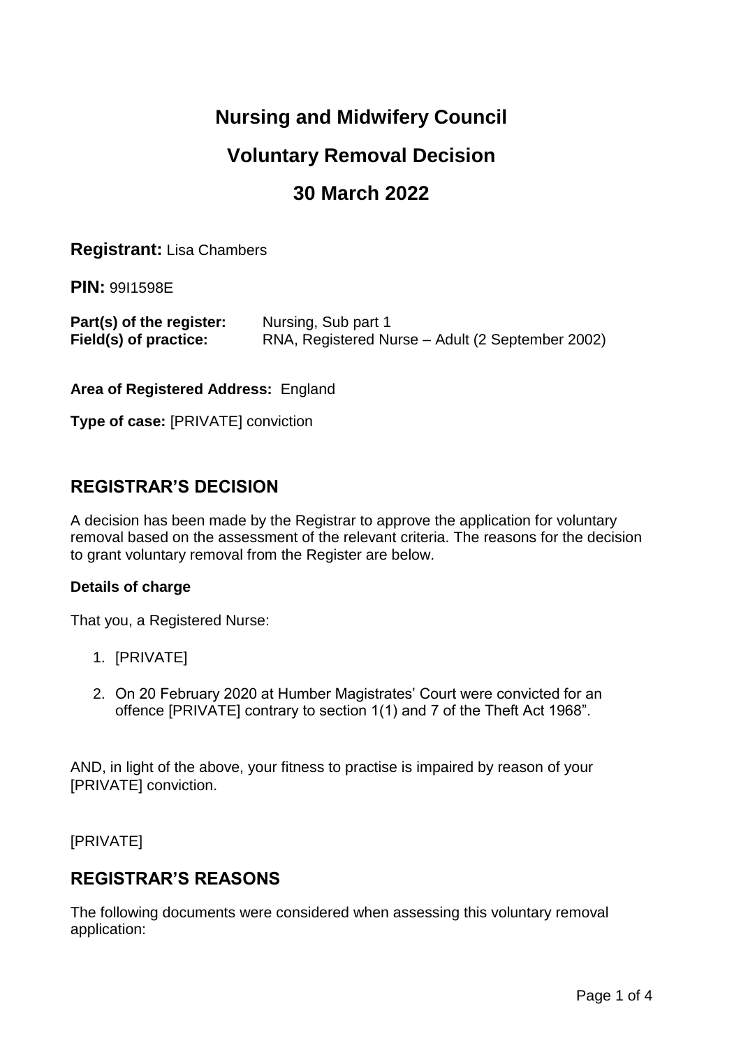# Nursing and Midwifery Council

# Voluntary Removal Decision

# 30 March 2022

**Registrant:** Lisa Chambers

**PIN:** 99I1598E

**Part(s) of the register:** Nursing, Sub part 1
**Field(s) of practice:** RNA, Registered Nurse – Adult (2 September 2002)

**Area of Registered Address:** England

**Type of case:** [PRIVATE] conviction

## REGISTRAR'S DECISION

A decision has been made by the Registrar to approve the application for voluntary removal based on the assessment of the relevant criteria. The reasons for the decision to grant voluntary removal from the Register are below.

### Details of charge

That you, a Registered Nurse:

1. [PRIVATE]

2. On 20 February 2020 at Humber Magistrates' Court were convicted for an offence [PRIVATE] contrary to section 1(1) and 7 of the Theft Act 1968".

AND, in light of the above, your fitness to practise is impaired by reason of your [PRIVATE] conviction.

[PRIVATE]

## REGISTRAR'S REASONS

The following documents were considered when assessing this voluntary removal application: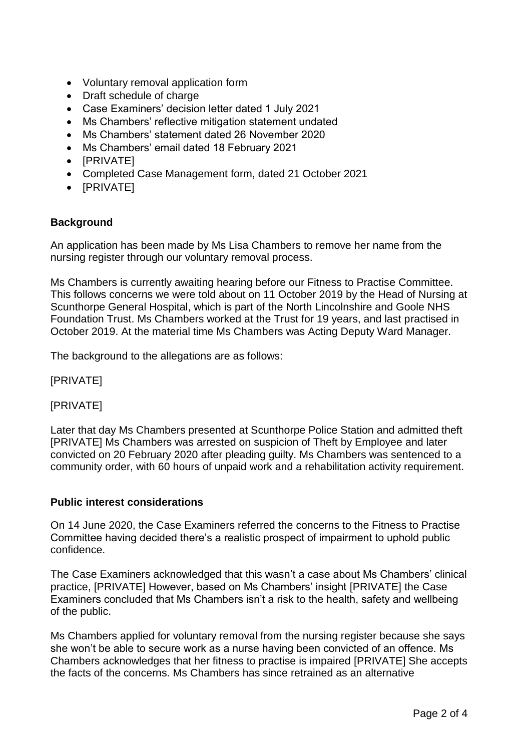- Voluntary removal application form
- Draft schedule of charge
- Case Examiners' decision letter dated 1 July 2021
- Ms Chambers' reflective mitigation statement undated
- Ms Chambers' statement dated 26 November 2020
- Ms Chambers' email dated 18 February 2021
- [PRIVATE]
- Completed Case Management form, dated 21 October 2021
- [PRIVATE]

**Background**

An application has been made by Ms Lisa Chambers to remove her name from the nursing register through our voluntary removal process.

Ms Chambers is currently awaiting hearing before our Fitness to Practise Committee. This follows concerns we were told about on 11 October 2019 by the Head of Nursing at Scunthorpe General Hospital, which is part of the North Lincolnshire and Goole NHS Foundation Trust. Ms Chambers worked at the Trust for 19 years, and last practised in October 2019. At the material time Ms Chambers was Acting Deputy Ward Manager.

The background to the allegations are as follows:

[PRIVATE]

[PRIVATE]

Later that day Ms Chambers presented at Scunthorpe Police Station and admitted theft [PRIVATE] Ms Chambers was arrested on suspicion of Theft by Employee and later convicted on 20 February 2020 after pleading guilty. Ms Chambers was sentenced to a community order, with 60 hours of unpaid work and a rehabilitation activity requirement.

**Public interest considerations**

On 14 June 2020, the Case Examiners referred the concerns to the Fitness to Practise Committee having decided there's a realistic prospect of impairment to uphold public confidence.

The Case Examiners acknowledged that this wasn't a case about Ms Chambers' clinical practice, [PRIVATE] However, based on Ms Chambers' insight [PRIVATE] the Case Examiners concluded that Ms Chambers isn't a risk to the health, safety and wellbeing of the public.

Ms Chambers applied for voluntary removal from the nursing register because she says she won't be able to secure work as a nurse having been convicted of an offence. Ms Chambers acknowledges that her fitness to practise is impaired [PRIVATE] She accepts the facts of the concerns. Ms Chambers has since retrained as an alternative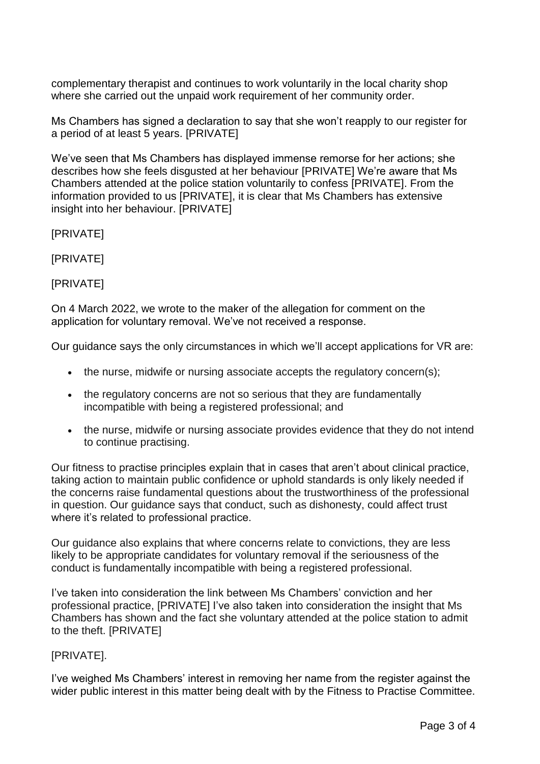complementary therapist and continues to work voluntarily in the local charity shop where she carried out the unpaid work requirement of her community order.

Ms Chambers has signed a declaration to say that she won't reapply to our register for a period of at least 5 years. [PRIVATE]

We've seen that Ms Chambers has displayed immense remorse for her actions; she describes how she feels disgusted at her behaviour [PRIVATE] We're aware that Ms Chambers attended at the police station voluntarily to confess [PRIVATE]. From the information provided to us [PRIVATE], it is clear that Ms Chambers has extensive insight into her behaviour. [PRIVATE]

[PRIVATE]

[PRIVATE]

[PRIVATE]

On 4 March 2022, we wrote to the maker of the allegation for comment on the application for voluntary removal. We've not received a response.

Our guidance says the only circumstances in which we'll accept applications for VR are:

- the nurse, midwife or nursing associate accepts the regulatory concern(s);
- the regulatory concerns are not so serious that they are fundamentally incompatible with being a registered professional; and
- the nurse, midwife or nursing associate provides evidence that they do not intend to continue practising.

Our fitness to practise principles explain that in cases that aren't about clinical practice, taking action to maintain public confidence or uphold standards is only likely needed if the concerns raise fundamental questions about the trustworthiness of the professional in question. Our guidance says that conduct, such as dishonesty, could affect trust where it's related to professional practice.

Our guidance also explains that where concerns relate to convictions, they are less likely to be appropriate candidates for voluntary removal if the seriousness of the conduct is fundamentally incompatible with being a registered professional.

I've taken into consideration the link between Ms Chambers' conviction and her professional practice, [PRIVATE] I've also taken into consideration the insight that Ms Chambers has shown and the fact she voluntary attended at the police station to admit to the theft. [PRIVATE]

[PRIVATE].

I've weighed Ms Chambers' interest in removing her name from the register against the wider public interest in this matter being dealt with by the Fitness to Practise Committee.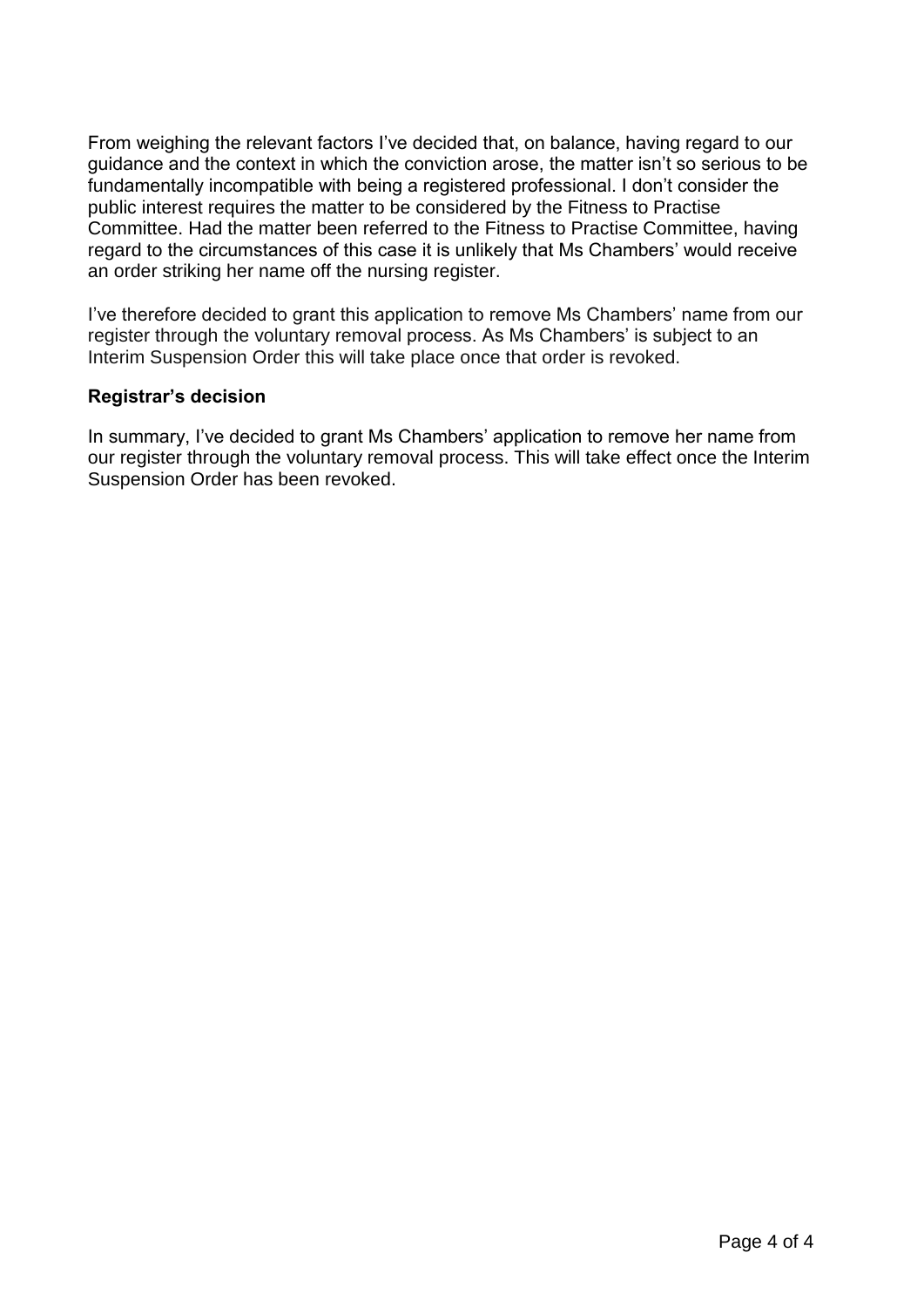From weighing the relevant factors I've decided that, on balance, having regard to our guidance and the context in which the conviction arose, the matter isn't so serious to be fundamentally incompatible with being a registered professional. I don't consider the public interest requires the matter to be considered by the Fitness to Practise Committee. Had the matter been referred to the Fitness to Practise Committee, having regard to the circumstances of this case it is unlikely that Ms Chambers' would receive an order striking her name off the nursing register.

I've therefore decided to grant this application to remove Ms Chambers' name from our register through the voluntary removal process. As Ms Chambers' is subject to an Interim Suspension Order this will take place once that order is revoked.

**Registrar's decision**

In summary, I've decided to grant Ms Chambers' application to remove her name from our register through the voluntary removal process. This will take effect once the Interim Suspension Order has been revoked.